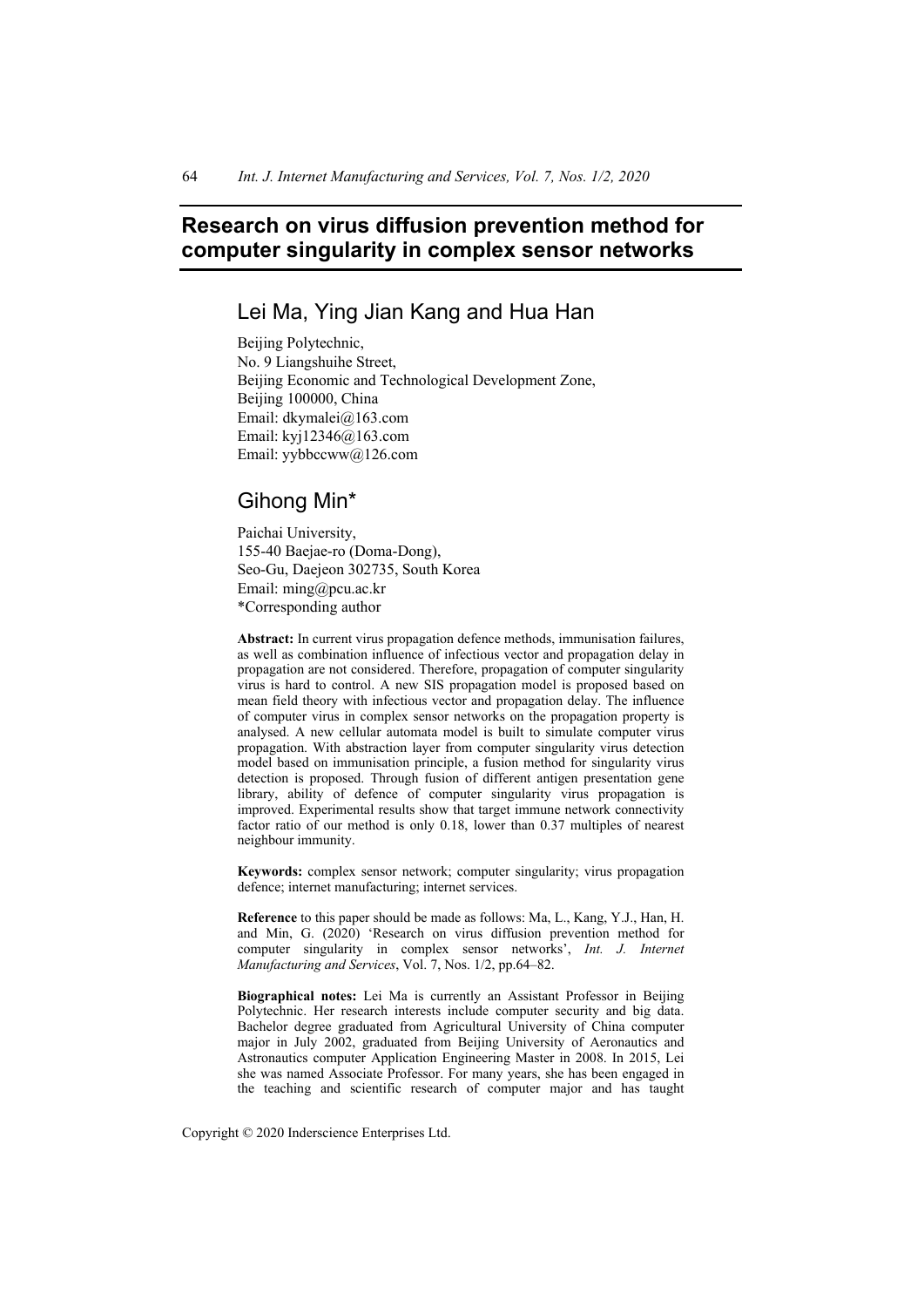# Research on virus diffusion prevention method for computer singularity in complex sensor networks

## Lei Ma, Ying Jian Kang and Hua Han

Beijing Polytechnic,
No. 9 Liangshuihe Street,
Beijing Economic and Technological Development Zone,
Beijing 100000, China
Email: dkymalei@163.com
Email: kyj12346@163.com
Email: yybbccww@126.com

## Gihong Min*

Paichai University,
155-40 Baejae-ro (Doma-Dong),
Seo-Gu, Daejeon 302735, South Korea
Email: ming@pcu.ac.kr
*Corresponding author

**Abstract:** In current virus propagation defence methods, immunisation failures, as well as combination influence of infectious vector and propagation delay in propagation are not considered. Therefore, propagation of computer singularity virus is hard to control. A new SIS propagation model is proposed based on mean field theory with infectious vector and propagation delay. The influence of computer virus in complex sensor networks on the propagation property is analysed. A new cellular automata model is built to simulate computer virus propagation. With abstraction layer from computer singularity virus detection model based on immunisation principle, a fusion method for singularity virus detection is proposed. Through fusion of different antigen presentation gene library, ability of defence of computer singularity virus propagation is improved. Experimental results show that target immune network connectivity factor ratio of our method is only 0.18, lower than 0.37 multiples of nearest neighbour immunity.

**Keywords:** complex sensor network; computer singularity; virus propagation defence; internet manufacturing; internet services.

**Reference** to this paper should be made as follows: Ma, L., Kang, Y.J., Han, H. and Min, G. (2020) 'Research on virus diffusion prevention method for computer singularity in complex sensor networks', *Int. J. Internet Manufacturing and Services*, Vol. 7, Nos. 1/2, pp.64–82.

**Biographical notes:** Lei Ma is currently an Assistant Professor in Beijing Polytechnic. Her research interests include computer security and big data. Bachelor degree graduated from Agricultural University of China computer major in July 2002, graduated from Beijing University of Aeronautics and Astronautics computer Application Engineering Master in 2008. In 2015, Lei she was named Associate Professor. For many years, she has been engaged in the teaching and scientific research of computer major and has taught

Copyright © 2020 Inderscience Enterprises Ltd.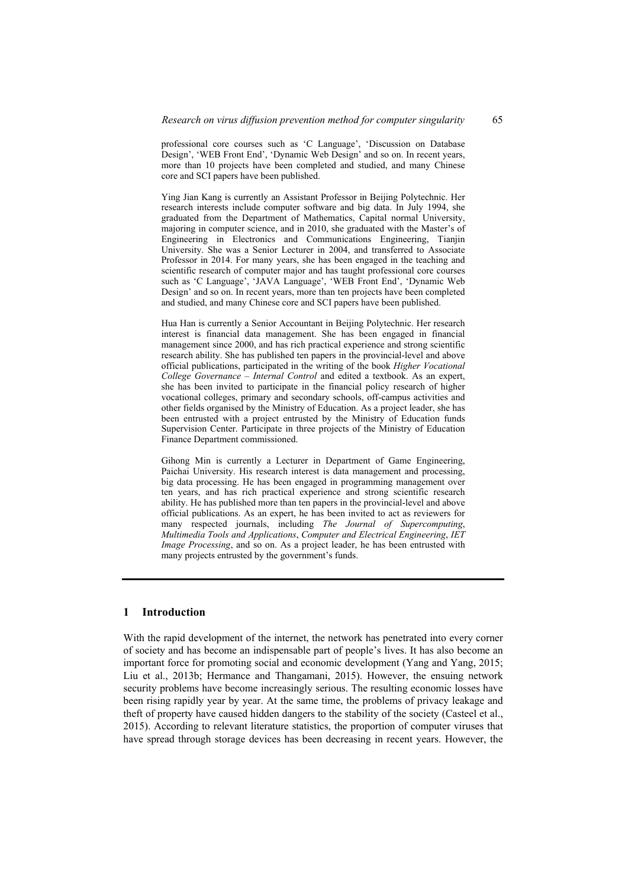professional core courses such as 'C Language', 'Discussion on Database Design', 'WEB Front End', 'Dynamic Web Design' and so on. In recent years, more than 10 projects have been completed and studied, and many Chinese core and SCI papers have been published.

Ying Jian Kang is currently an Assistant Professor in Beijing Polytechnic. Her research interests include computer software and big data. In July 1994, she graduated from the Department of Mathematics, Capital normal University, majoring in computer science, and in 2010, she graduated with the Master's of Engineering in Electronics and Communications Engineering, Tianjin University. She was a Senior Lecturer in 2004, and transferred to Associate Professor in 2014. For many years, she has been engaged in the teaching and scientific research of computer major and has taught professional core courses such as 'C Language', 'JAVA Language', 'WEB Front End', 'Dynamic Web Design' and so on. In recent years, more than ten projects have been completed and studied, and many Chinese core and SCI papers have been published.

Hua Han is currently a Senior Accountant in Beijing Polytechnic. Her research interest is financial data management. She has been engaged in financial management since 2000, and has rich practical experience and strong scientific research ability. She has published ten papers in the provincial-level and above official publications, participated in the writing of the book *Higher Vocational College Governance – Internal Control* and edited a textbook. As an expert, she has been invited to participate in the financial policy research of higher vocational colleges, primary and secondary schools, off-campus activities and other fields organised by the Ministry of Education. As a project leader, she has been entrusted with a project entrusted by the Ministry of Education funds Supervision Center. Participate in three projects of the Ministry of Education Finance Department commissioned.

Gihong Min is currently a Lecturer in Department of Game Engineering, Paichai University. His research interest is data management and processing, big data processing. He has been engaged in programming management over ten years, and has rich practical experience and strong scientific research ability. He has published more than ten papers in the provincial-level and above official publications. As an expert, he has been invited to act as reviewers for many respected journals, including *The Journal of Supercomputing*, *Multimedia Tools and Applications*, *Computer and Electrical Engineering*, *IET Image Processing*, and so on. As a project leader, he has been entrusted with many projects entrusted by the government's funds.

## 1 Introduction

With the rapid development of the internet, the network has penetrated into every corner of society and has become an indispensable part of people's lives. It has also become an important force for promoting social and economic development (Yang and Yang, 2015; Liu et al., 2013b; Hermance and Thangamani, 2015). However, the ensuing network security problems have become increasingly serious. The resulting economic losses have been rising rapidly year by year. At the same time, the problems of privacy leakage and theft of property have caused hidden dangers to the stability of the society (Casteel et al., 2015). According to relevant literature statistics, the proportion of computer viruses that have spread through storage devices has been decreasing in recent years. However, the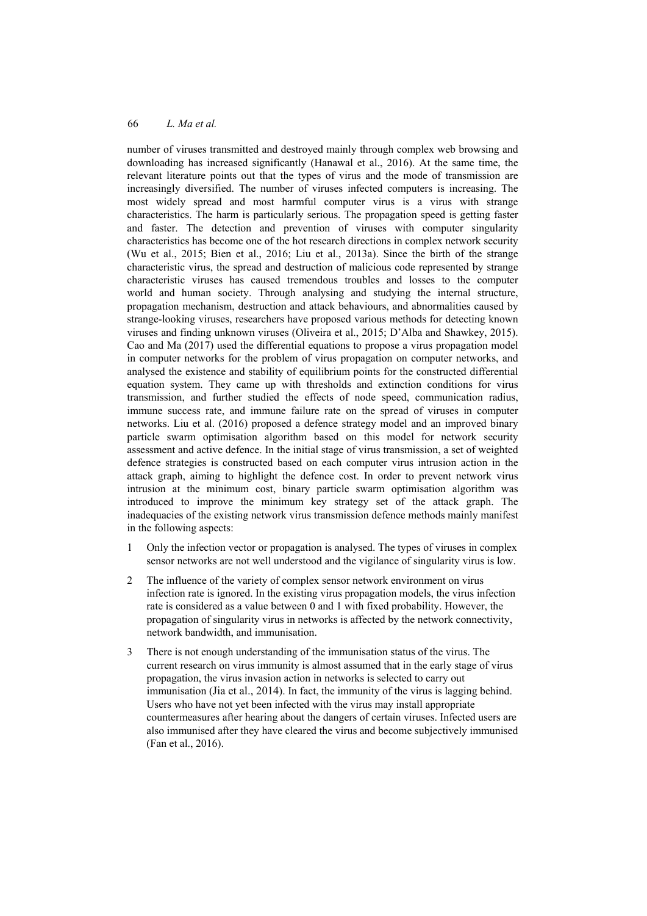number of viruses transmitted and destroyed mainly through complex web browsing and downloading has increased significantly (Hanawal et al., 2016). At the same time, the relevant literature points out that the types of virus and the mode of transmission are increasingly diversified. The number of viruses infected computers is increasing. The most widely spread and most harmful computer virus is a virus with strange characteristics. The harm is particularly serious. The propagation speed is getting faster and faster. The detection and prevention of viruses with computer singularity characteristics has become one of the hot research directions in complex network security (Wu et al., 2015; Bien et al., 2016; Liu et al., 2013a). Since the birth of the strange characteristic virus, the spread and destruction of malicious code represented by strange characteristic viruses has caused tremendous troubles and losses to the computer world and human society. Through analysing and studying the internal structure, propagation mechanism, destruction and attack behaviours, and abnormalities caused by strange-looking viruses, researchers have proposed various methods for detecting known viruses and finding unknown viruses (Oliveira et al., 2015; D'Alba and Shawkey, 2015). Cao and Ma (2017) used the differential equations to propose a virus propagation model in computer networks for the problem of virus propagation on computer networks, and analysed the existence and stability of equilibrium points for the constructed differential equation system. They came up with thresholds and extinction conditions for virus transmission, and further studied the effects of node speed, communication radius, immune success rate, and immune failure rate on the spread of viruses in computer networks. Liu et al. (2016) proposed a defence strategy model and an improved binary particle swarm optimisation algorithm based on this model for network security assessment and active defence. In the initial stage of virus transmission, a set of weighted defence strategies is constructed based on each computer virus intrusion action in the attack graph, aiming to highlight the defence cost. In order to prevent network virus intrusion at the minimum cost, binary particle swarm optimisation algorithm was introduced to improve the minimum key strategy set of the attack graph. The inadequacies of the existing network virus transmission defence methods mainly manifest in the following aspects:

1. Only the infection vector or propagation is analysed. The types of viruses in complex sensor networks are not well understood and the vigilance of singularity virus is low.
2. The influence of the variety of complex sensor network environment on virus infection rate is ignored. In the existing virus propagation models, the virus infection rate is considered as a value between 0 and 1 with fixed probability. However, the propagation of singularity virus in networks is affected by the network connectivity, network bandwidth, and immunisation.
3. There is not enough understanding of the immunisation status of the virus. The current research on virus immunity is almost assumed that in the early stage of virus propagation, the virus invasion action in networks is selected to carry out immunisation (Jia et al., 2014). In fact, the immunity of the virus is lagging behind. Users who have not yet been infected with the virus may install appropriate countermeasures after hearing about the dangers of certain viruses. Infected users are also immunised after they have cleared the virus and become subjectively immunised (Fan et al., 2016).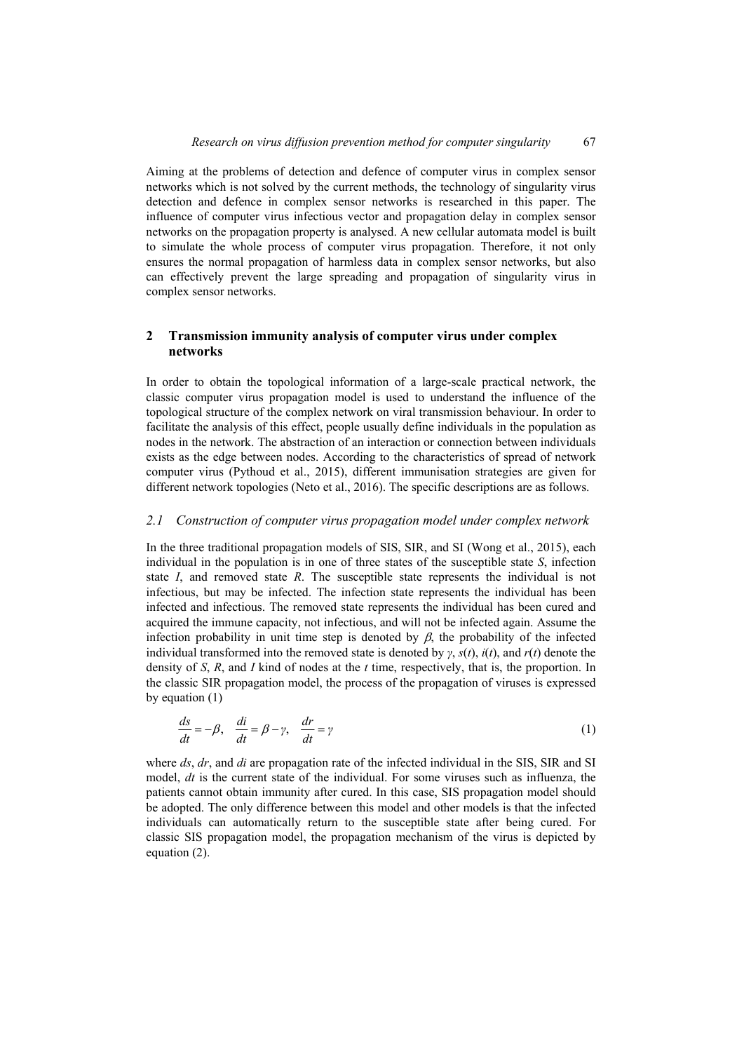Aiming at the problems of detection and defence of computer virus in complex sensor networks which is not solved by the current methods, the technology of singularity virus detection and defence in complex sensor networks is researched in this paper. The influence of computer virus infectious vector and propagation delay in complex sensor networks on the propagation property is analysed. A new cellular automata model is built to simulate the whole process of computer virus propagation. Therefore, it not only ensures the normal propagation of harmless data in complex sensor networks, but also can effectively prevent the large spreading and propagation of singularity virus in complex sensor networks.

## 2 Transmission immunity analysis of computer virus under complex networks

In order to obtain the topological information of a large-scale practical network, the classic computer virus propagation model is used to understand the influence of the topological structure of the complex network on viral transmission behaviour. In order to facilitate the analysis of this effect, people usually define individuals in the population as nodes in the network. The abstraction of an interaction or connection between individuals exists as the edge between nodes. According to the characteristics of spread of network computer virus (Pythoud et al., 2015), different immunisation strategies are given for different network topologies (Neto et al., 2016). The specific descriptions are as follows.

### *2.1 Construction of computer virus propagation model under complex network*

In the three traditional propagation models of SIS, SIR, and SI (Wong et al., 2015), each individual in the population is in one of three states of the susceptible state *S*, infection state *I*, and removed state *R*. The susceptible state represents the individual is not infectious, but may be infected. The infection state represents the individual has been infected and infectious. The removed state represents the individual has been cured and acquired the immune capacity, not infectious, and will not be infected again. Assume the infection probability in unit time step is denoted by $\beta$, the probability of the infected individual transformed into the removed state is denoted by $\gamma$, $s(t)$, $i(t)$, and $r(t)$ denote the density of *S*, *R*, and *I* kind of nodes at the *t* time, respectively, that is, the proportion. In the classic SIR propagation model, the process of the propagation of viruses is expressed by equation (1)

$$\frac{ds}{dt} = -\beta, \quad \frac{di}{dt} = \beta - \gamma, \quad \frac{dr}{dt} = \gamma \tag{1}$$

where $ds$, $dr$, and $di$ are propagation rate of the infected individual in the SIS, SIR and SI model, $dt$ is the current state of the individual. For some viruses such as influenza, the patients cannot obtain immunity after cured. In this case, SIS propagation model should be adopted. The only difference between this model and other models is that the infected individuals can automatically return to the susceptible state after being cured. For classic SIS propagation model, the propagation mechanism of the virus is depicted by equation (2).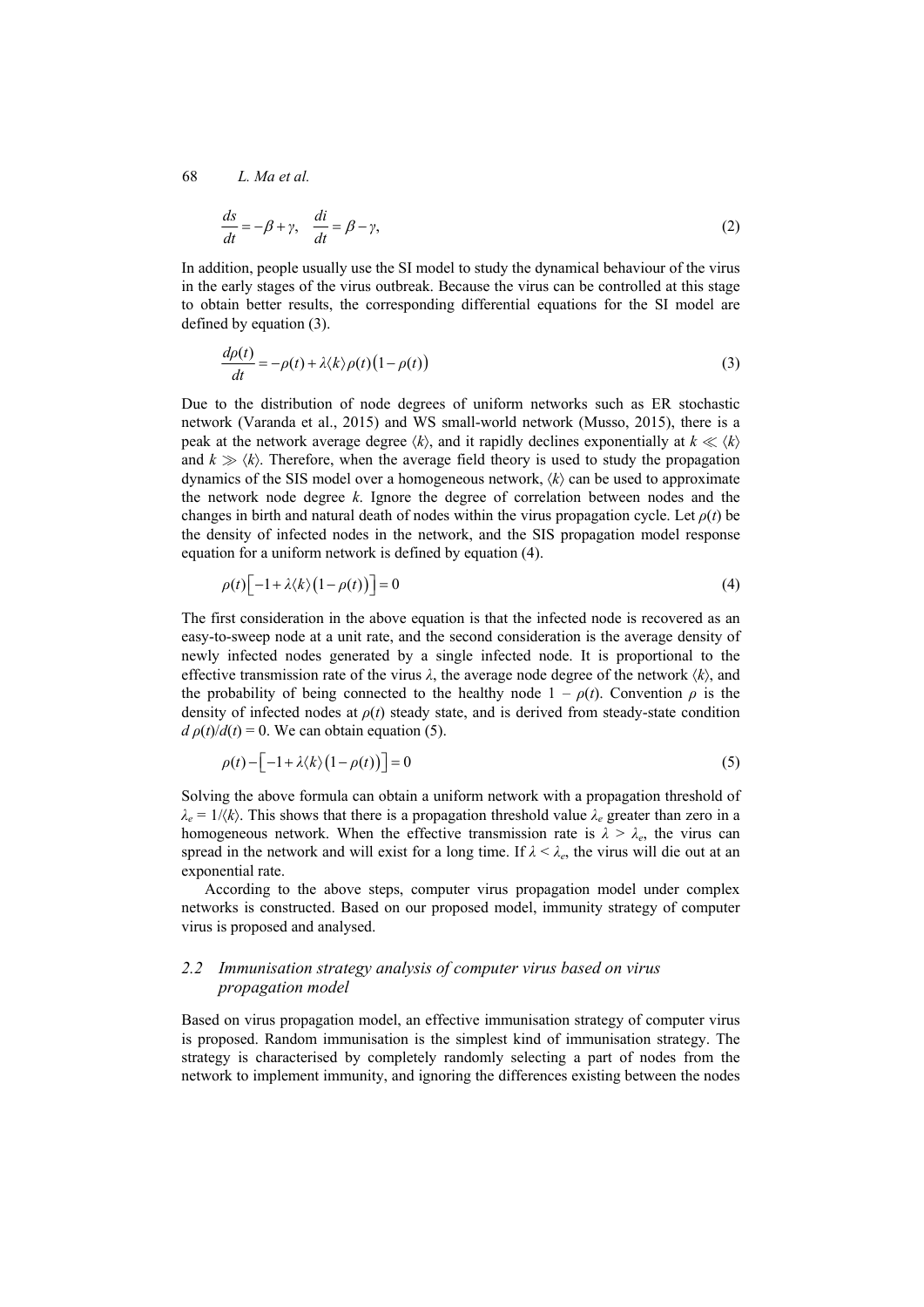$$\frac{ds}{dt} = -\beta + \gamma, \quad \frac{di}{dt} = \beta - \gamma, \tag{2}$$

In addition, people usually use the SI model to study the dynamical behaviour of the virus in the early stages of the virus outbreak. Because the virus can be controlled at this stage to obtain better results, the corresponding differential equations for the SI model are defined by equation (3).

$$\frac{d\rho(t)}{dt} = -\rho(t) + \lambda \langle k \rangle \rho(t)\left(1 - \rho(t)\right) \tag{3}$$

Due to the distribution of node degrees of uniform networks such as ER stochastic network (Varanda et al., 2015) and WS small-world network (Musso, 2015), there is a peak at the network average degree $\langle k \rangle$, and it rapidly declines exponentially at $k \ll \langle k \rangle$ and $k \gg \langle k \rangle$. Therefore, when the average field theory is used to study the propagation dynamics of the SIS model over a homogeneous network, $\langle k \rangle$ can be used to approximate the network node degree $k$. Ignore the degree of correlation between nodes and the changes in birth and natural death of nodes within the virus propagation cycle. Let $\rho(t)$ be the density of infected nodes in the network, and the SIS propagation model response equation for a uniform network is defined by equation (4).

$$\rho(t)\left[-1 + \lambda \langle k \rangle \left(1 - \rho(t)\right)\right] = 0 \tag{4}$$

The first consideration in the above equation is that the infected node is recovered as an easy-to-sweep node at a unit rate, and the second consideration is the average density of newly infected nodes generated by a single infected node. It is proportional to the effective transmission rate of the virus $\lambda$, the average node degree of the network $\langle k \rangle$, and the probability of being connected to the healthy node $1 - \rho(t)$. Convention $\rho$ is the density of infected nodes at $\rho(t)$ steady state, and is derived from steady-state condition $d\,\rho(t)/d(t) = 0$. We can obtain equation (5).

$$\rho(t) - \left[-1 + \lambda \langle k \rangle \left(1 - \rho(t)\right)\right] = 0 \tag{5}$$

Solving the above formula can obtain a uniform network with a propagation threshold of $\lambda_e = 1/\langle k \rangle$. This shows that there is a propagation threshold value $\lambda_e$ greater than zero in a homogeneous network. When the effective transmission rate is $\lambda > \lambda_e$, the virus can spread in the network and will exist for a long time. If $\lambda < \lambda_e$, the virus will die out at an exponential rate.

According to the above steps, computer virus propagation model under complex networks is constructed. Based on our proposed model, immunity strategy of computer virus is proposed and analysed.

### 2.2 *Immunisation strategy analysis of computer virus based on virus propagation model*

Based on virus propagation model, an effective immunisation strategy of computer virus is proposed. Random immunisation is the simplest kind of immunisation strategy. The strategy is characterised by completely randomly selecting a part of nodes from the network to implement immunity, and ignoring the differences existing between the nodes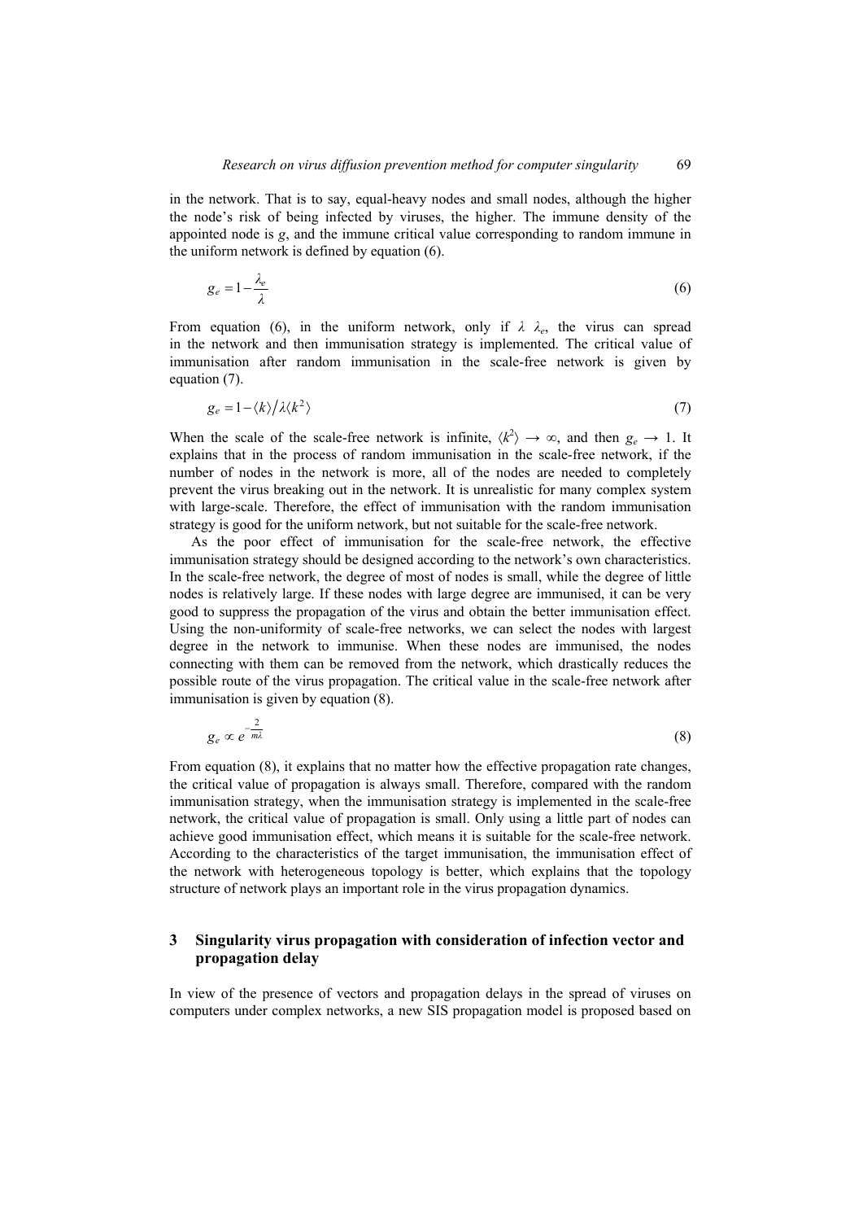in the network. That is to say, equal-heavy nodes and small nodes, although the higher the node's risk of being infected by viruses, the higher. The immune density of the appointed node is $g$, and the immune critical value corresponding to random immune in the uniform network is defined by equation (6).

$$g_e = 1 - \frac{\lambda_e}{\lambda} \tag{6}$$

From equation (6), in the uniform network, only if $\lambda$ $\lambda_e$, the virus can spread in the network and then immunisation strategy is implemented. The critical value of immunisation after random immunisation in the scale-free network is given by equation (7).

$$g_e = 1 - \langle k \rangle / \lambda \langle k^2 \rangle \tag{7}$$

When the scale of the scale-free network is infinite, $\langle k^2 \rangle \to \infty$, and then $g_e \to 1$. It explains that in the process of random immunisation in the scale-free network, if the number of nodes in the network is more, all of the nodes are needed to completely prevent the virus breaking out in the network. It is unrealistic for many complex system with large-scale. Therefore, the effect of immunisation with the random immunisation strategy is good for the uniform network, but not suitable for the scale-free network.

As the poor effect of immunisation for the scale-free network, the effective immunisation strategy should be designed according to the network's own characteristics. In the scale-free network, the degree of most of nodes is small, while the degree of little nodes is relatively large. If these nodes with large degree are immunised, it can be very good to suppress the propagation of the virus and obtain the better immunisation effect. Using the non-uniformity of scale-free networks, we can select the nodes with largest degree in the network to immunise. When these nodes are immunised, the nodes connecting with them can be removed from the network, which drastically reduces the possible route of the virus propagation. The critical value in the scale-free network after immunisation is given by equation (8).

$$g_e \propto e^{-\frac{2}{m\lambda}} \tag{8}$$

From equation (8), it explains that no matter how the effective propagation rate changes, the critical value of propagation is always small. Therefore, compared with the random immunisation strategy, when the immunisation strategy is implemented in the scale-free network, the critical value of propagation is small. Only using a little part of nodes can achieve good immunisation effect, which means it is suitable for the scale-free network. According to the characteristics of the target immunisation, the immunisation effect of the network with heterogeneous topology is better, which explains that the topology structure of network plays an important role in the virus propagation dynamics.

## 3 Singularity virus propagation with consideration of infection vector and propagation delay

In view of the presence of vectors and propagation delays in the spread of viruses on computers under complex networks, a new SIS propagation model is proposed based on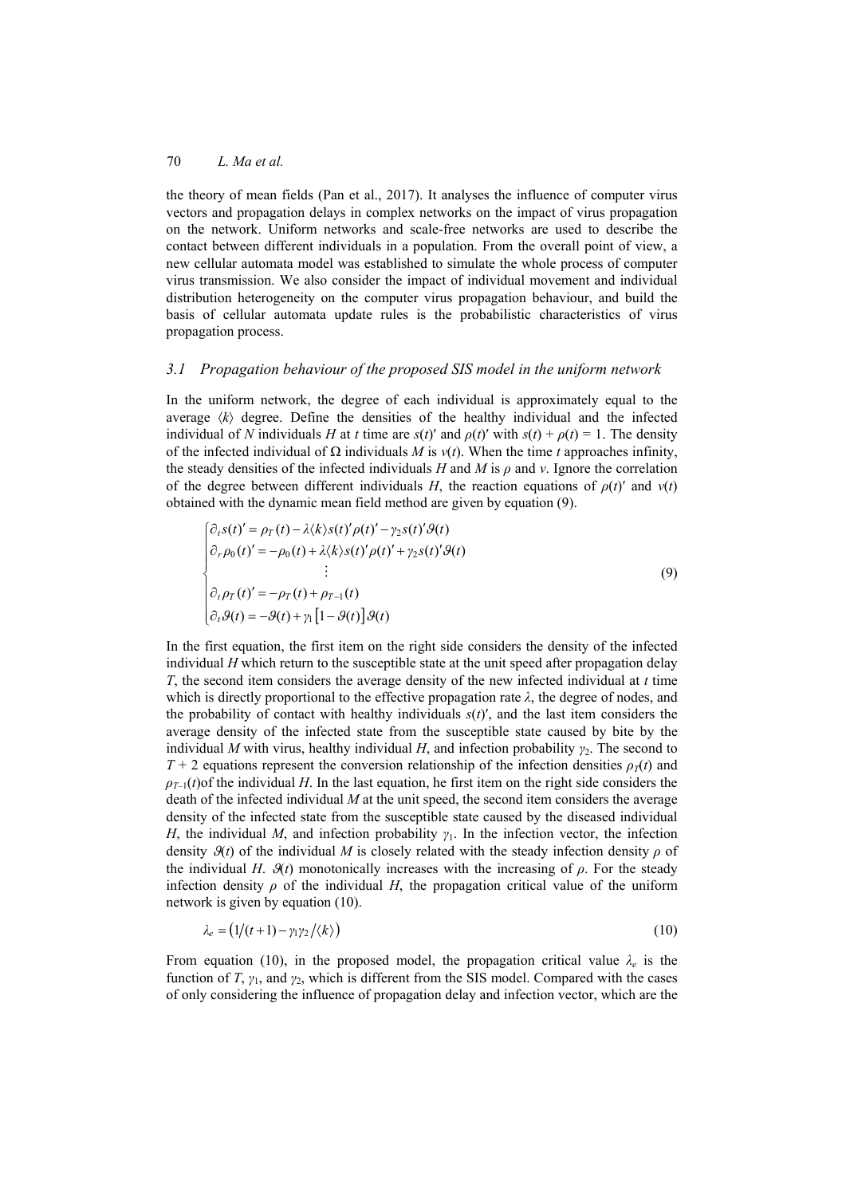the theory of mean fields (Pan et al., 2017). It analyses the influence of computer virus vectors and propagation delays in complex networks on the impact of virus propagation on the network. Uniform networks and scale-free networks are used to describe the contact between different individuals in a population. From the overall point of view, a new cellular automata model was established to simulate the whole process of computer virus transmission. We also consider the impact of individual movement and individual distribution heterogeneity on the computer virus propagation behaviour, and build the basis of cellular automata update rules is the probabilistic characteristics of virus propagation process.

### *3.1 Propagation behaviour of the proposed SIS model in the uniform network*

In the uniform network, the degree of each individual is approximately equal to the average $\langle k \rangle$ degree. Define the densities of the healthy individual and the infected individual of $N$ individuals $H$ at $t$ time are $s(t)'$ and $\rho(t)'$ with $s(t) + \rho(t) = 1$. The density of the infected individual of $\Omega$ individuals $M$ is $v(t)$. When the time $t$ approaches infinity, the steady densities of the infected individuals $H$ and $M$ is $\rho$ and $v$. Ignore the correlation of the degree between different individuals $H$, the reaction equations of $\rho(t)'$ and $v(t)$ obtained with the dynamic mean field method are given by equation (9).

$$
\begin{cases}
\partial_t s(t)' = \rho_T(t) - \lambda \langle k \rangle s(t)' \rho(t)' - \gamma_2 s(t)' \vartheta(t) \\
\partial_r \rho_0(t)' = -\rho_0(t) + \lambda \langle k \rangle s(t)' \rho(t)' + \gamma_2 s(t)' \vartheta(t) \\
\quad \vdots \\
\partial_t \rho_T(t)' = -\rho_T(t) + \rho_{T-1}(t) \\
\partial_t \vartheta(t) = -\vartheta(t) + \gamma_1 \left[ 1 - \vartheta(t) \right] \vartheta(t)
\end{cases}
\tag{9}
$$

In the first equation, the first item on the right side considers the density of the infected individual $H$ which return to the susceptible state at the unit speed after propagation delay $T$, the second item considers the average density of the new infected individual at $t$ time which is directly proportional to the effective propagation rate $\lambda$, the degree of nodes, and the probability of contact with healthy individuals $s(t)'$, and the last item considers the average density of the infected state from the susceptible state caused by bite by the individual $M$ with virus, healthy individual $H$, and infection probability $\gamma_2$. The second to $T + 2$ equations represent the conversion relationship of the infection densities $\rho_T(t)$ and $\rho_{T-1}(t)$of the individual $H$. In the last equation, he first item on the right side considers the death of the infected individual $M$ at the unit speed, the second item considers the average density of the infected state from the susceptible state caused by the diseased individual $H$, the individual $M$, and infection probability $\gamma_1$. In the infection vector, the infection density $\vartheta(t)$ of the individual $M$ is closely related with the steady infection density $\rho$ of the individual $H$. $\vartheta(t)$ monotonically increases with the increasing of $\rho$. For the steady infection density $\rho$ of the individual $H$, the propagation critical value of the uniform network is given by equation (10).

$$
\lambda_e = \left( 1/(t+1) - \gamma_1 \gamma_2 / \langle k \rangle \right)
\tag{10}
$$

From equation (10), in the proposed model, the propagation critical value $\lambda_e$ is the function of $T$, $\gamma_1$, and $\gamma_2$, which is different from the SIS model. Compared with the cases of only considering the influence of propagation delay and infection vector, which are the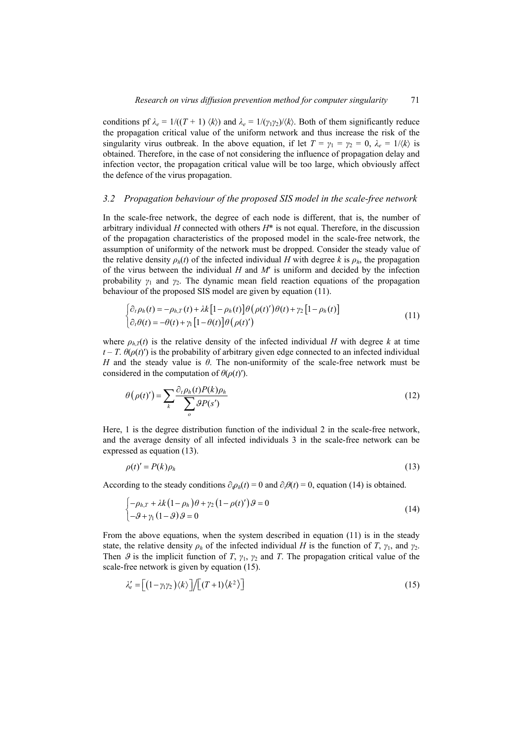conditions pf $\lambda_e = 1/((T + 1)\langle k\rangle)$ and $\lambda_e = 1/(\gamma_1\gamma_2)/\langle k\rangle$. Both of them significantly reduce the propagation critical value of the uniform network and thus increase the risk of the singularity virus outbreak. In the above equation, if let $T = \gamma_1 = \gamma_2 = 0$, $\lambda_e = 1/\langle k\rangle$ is obtained. Therefore, in the case of not considering the influence of propagation delay and infection vector, the propagation critical value will be too large, which obviously affect the defence of the virus propagation.

### 3.2 Propagation behaviour of the proposed SIS model in the scale-free network

In the scale-free network, the degree of each node is different, that is, the number of arbitrary individual $H$ connected with others $H^*$ is not equal. Therefore, in the discussion of the propagation characteristics of the proposed model in the scale-free network, the assumption of uniformity of the network must be dropped. Consider the steady value of the relative density $\rho_h(t)$ of the infected individual $H$ with degree $k$ is $\rho_h$, the propagation of the virus between the individual $H$ and $M'$ is uniform and decided by the infection probability $\gamma_1$ and $\gamma_2$. The dynamic mean field reaction equations of the propagation behaviour of the proposed SIS model are given by equation (11).

$$\begin{cases} \partial_t \rho_h(t) = -\rho_{h,T}(t) + \lambda k\left[1-\rho_h(t)\right]\theta\left(\rho(t)'\right)\theta(t) + \gamma_2\left[1-\rho_h(t)\right] \\ \partial_t \theta(t) = -\theta(t) + \gamma_1\left[1-\theta(t)\right]\theta\left(\rho(t)'\right) \end{cases} \tag{11}$$

where $\rho_{h,T}(t)$ is the relative density of the infected individual $H$ with degree $k$ at time $t - T$. $\theta(\rho(t)')$ is the probability of arbitrary given edge connected to an infected individual $H$ and the steady value is $\theta$. The non-uniformity of the scale-free network must be considered in the computation of $\theta(\rho(t)')$.

$$\theta\left(\rho(t)'\right) = \sum_k \frac{\partial_t \rho_h(t) P(k) \rho_h}{\sum_o \vartheta P(s')} \tag{12}$$

Here, 1 is the degree distribution function of the individual 2 in the scale-free network, and the average density of all infected individuals 3 in the scale-free network can be expressed as equation (13).

$$\rho(t)' = P(k)\rho_h \tag{13}$$

According to the steady conditions $\partial_t\rho_h(t) = 0$ and $\partial_t\theta(t) = 0$, equation (14) is obtained.

$$\begin{cases} -\rho_{h,T} + \lambda k\left(1-\rho_h\right)\theta + \gamma_2\left(1-\rho(t)'\right)\vartheta = 0 \\ -\vartheta + \gamma_1\left(1-\vartheta\right)\vartheta = 0 \end{cases} \tag{14}$$

From the above equations, when the system described in equation (11) is in the steady state, the relative density $\rho_h$ of the infected individual $H$ is the function of $T$, $\gamma_1$, and $\gamma_2$. Then $\vartheta$ is the implicit function of $T$, $\gamma_1$, $\gamma_2$ and $T$. The propagation critical value of the scale-free network is given by equation (15).

$$\lambda_e' = \left[\left(1-\gamma_1\gamma_2\right)\langle k\rangle\right] \Big/ \left[(T+1)\langle k^2\rangle\right] \tag{15}$$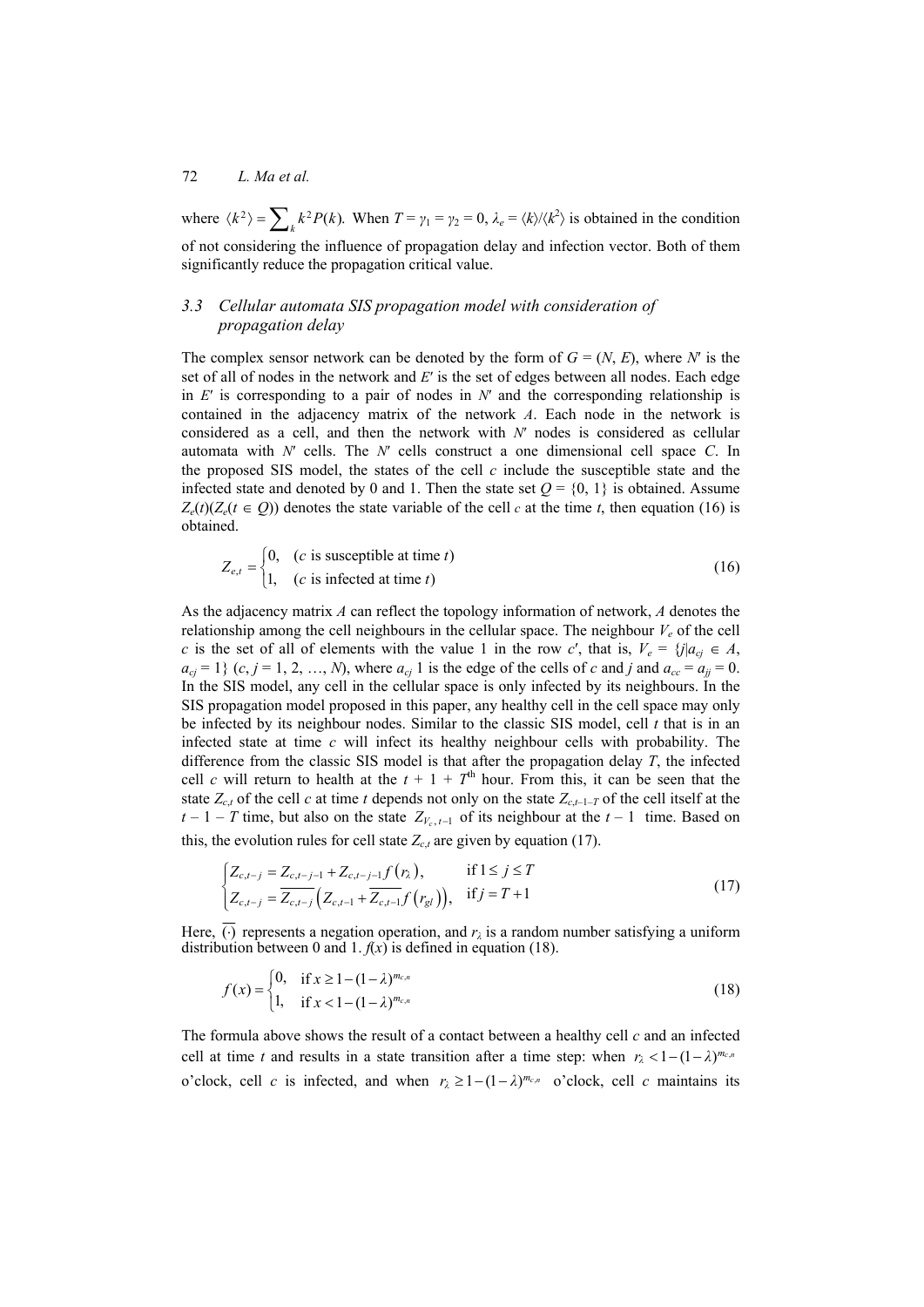where $\langle k^2 \rangle = \sum_k k^2 P(k)$. When $T = \gamma_1 = \gamma_2 = 0$, $\lambda_e = \langle k \rangle / \langle k^2 \rangle$ is obtained in the condition of not considering the influence of propagation delay and infection vector. Both of them significantly reduce the propagation critical value.

### 3.3 Cellular automata SIS propagation model with consideration of propagation delay

The complex sensor network can be denoted by the form of $G = (N, E)$, where $N'$ is the set of all of nodes in the network and $E'$ is the set of edges between all nodes. Each edge in $E'$ is corresponding to a pair of nodes in $N'$ and the corresponding relationship is contained in the adjacency matrix of the network $A$. Each node in the network is considered as a cell, and then the network with $N'$ nodes is considered as cellular automata with $N'$ cells. The $N'$ cells construct a one dimensional cell space $C$. In the proposed SIS model, the states of the cell $c$ include the susceptible state and the infected state and denoted by 0 and 1. Then the state set $Q = \{0, 1\}$ is obtained. Assume $Z_e(t)(Z_e(t \in Q))$ denotes the state variable of the cell $c$ at the time $t$, then equation (16) is obtained.

$$
Z_{e,t} = \begin{cases} 0, & (c \text{ is susceptible at time } t) \\ 1, & (c \text{ is infected at time } t) \end{cases} \tag{16}
$$

As the adjacency matrix $A$ can reflect the topology information of network, $A$ denotes the relationship among the cell neighbours in the cellular space. The neighbour $V_e$ of the cell $c$ is the set of all of elements with the value 1 in the row $c'$, that is, $V_e = \{j | a_{cj} \in A, a_{cj} = 1\}$ $(c, j = 1, 2, \ldots, N)$, where $a_{cj}$ 1 is the edge of the cells of $c$ and $j$ and $a_{cc} = a_{jj} = 0$. In the SIS model, any cell in the cellular space is only infected by its neighbours. In the SIS propagation model proposed in this paper, any healthy cell in the cell space may only be infected by its neighbour nodes. Similar to the classic SIS model, cell $t$ that is in an infected state at time $c$ will infect its healthy neighbour cells with probability. The difference from the classic SIS model is that after the propagation delay $T$, the infected cell $c$ will return to health at the $t + 1 + T^{\text{th}}$ hour. From this, it can be seen that the state $Z_{c,t}$ of the cell $c$ at time $t$ depends not only on the state $Z_{c,t-1-T}$ of the cell itself at the $t - 1 - T$ time, but also on the state $Z_{V_c, t-1}$ of its neighbour at the $t - 1$ time. Based on this, the evolution rules for cell state $Z_{c,t}$ are given by equation (17).

$$
\begin{cases} Z_{c,t-j} = Z_{c,t-j-1} + Z_{c,t-j-1} f(r_\lambda), & \text{if } 1 \le j \le T \\ Z_{c,t-j} = \overline{Z_{c,t-j}} \left( Z_{c,t-1} + \overline{Z_{c,t-1}} f(r_{gl}) \right), & \text{if } j = T + 1 \end{cases} \tag{17}
$$

Here, $\overline{(\cdot)}$ represents a negation operation, and $r_\lambda$ is a random number satisfying a uniform distribution between 0 and 1. $f(x)$ is defined in equation (18).

$$
f(x) = \begin{cases} 0, & \text{if } x \ge 1 - (1 - \lambda)^{m_{c,n}} \\ 1, & \text{if } x < 1 - (1 - \lambda)^{m_{c,n}} \end{cases} \tag{18}
$$

The formula above shows the result of a contact between a healthy cell $c$ and an infected cell at time $t$ and results in a state transition after a time step: when $r_\lambda < 1 - (1 - \lambda)^{m_{c,n}}$ o'clock, cell $c$ is infected, and when $r_\lambda \ge 1 - (1 - \lambda)^{m_{c,n}}$ o'clock, cell $c$ maintains its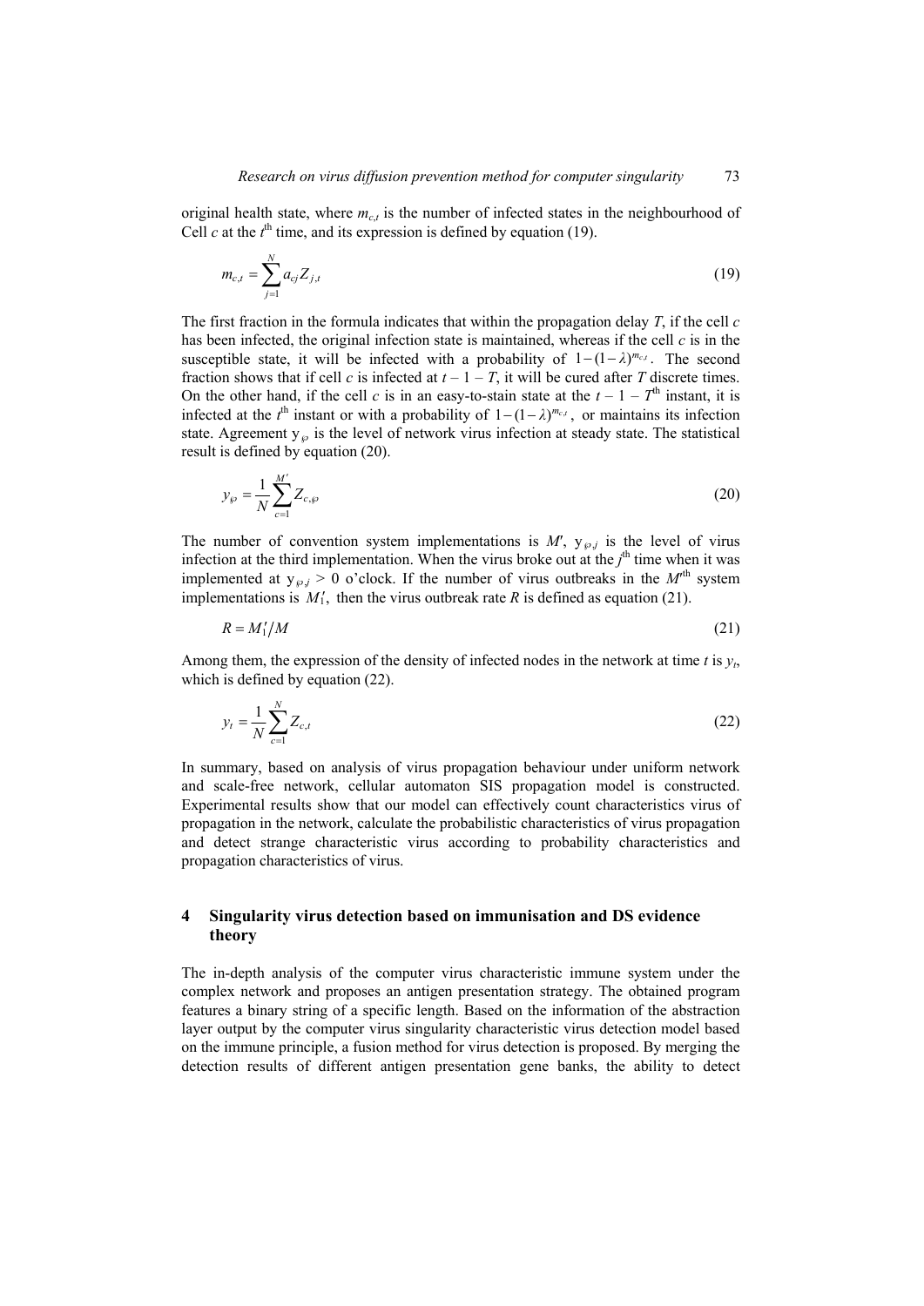original health state, where $m_{c,t}$ is the number of infected states in the neighbourhood of Cell $c$ at the $t^{\text{th}}$ time, and its expression is defined by equation (19).

$$m_{c,t} = \sum_{j=1}^{N} a_{cj} Z_{j,t} \tag{19}$$

The first fraction in the formula indicates that within the propagation delay $T$, if the cell $c$ has been infected, the original infection state is maintained, whereas if the cell $c$ is in the susceptible state, it will be infected with a probability of $1-(1-\lambda)^{m_{c,t}}$. The second fraction shows that if cell $c$ is infected at $t - 1 - T$, it will be cured after $T$ discrete times. On the other hand, if the cell $c$ is in an easy-to-stain state at the $t - 1 - T^{\text{th}}$ instant, it is infected at the $t^{\text{th}}$ instant or with a probability of $1-(1-\lambda)^{m_{c,t}}$, or maintains its infection state. Agreement $y_{\wp}$ is the level of network virus infection at steady state. The statistical result is defined by equation (20).

$$y_{\wp} = \frac{1}{N} \sum_{c=1}^{M'} Z_{c,\wp} \tag{20}$$

The number of convention system implementations is $M'$, $y_{\wp,j}$ is the level of virus infection at the third implementation. When the virus broke out at the $j^{\text{th}}$ time when it was implemented at $y_{\wp,j} > 0$ o'clock. If the number of virus outbreaks in the $M'^{\text{th}}$ system implementations is $M_1'$, then the virus outbreak rate $R$ is defined as equation (21).

$$R = M_1' / M \tag{21}$$

Among them, the expression of the density of infected nodes in the network at time $t$ is $y_t$, which is defined by equation (22).

$$y_t = \frac{1}{N} \sum_{c=1}^{N} Z_{c,t} \tag{22}$$

In summary, based on analysis of virus propagation behaviour under uniform network and scale-free network, cellular automaton SIS propagation model is constructed. Experimental results show that our model can effectively count characteristics virus of propagation in the network, calculate the probabilistic characteristics of virus propagation and detect strange characteristic virus according to probability characteristics and propagation characteristics of virus.

## 4 Singularity virus detection based on immunisation and DS evidence theory

The in-depth analysis of the computer virus characteristic immune system under the complex network and proposes an antigen presentation strategy. The obtained program features a binary string of a specific length. Based on the information of the abstraction layer output by the computer virus singularity characteristic virus detection model based on the immune principle, a fusion method for virus detection is proposed. By merging the detection results of different antigen presentation gene banks, the ability to detect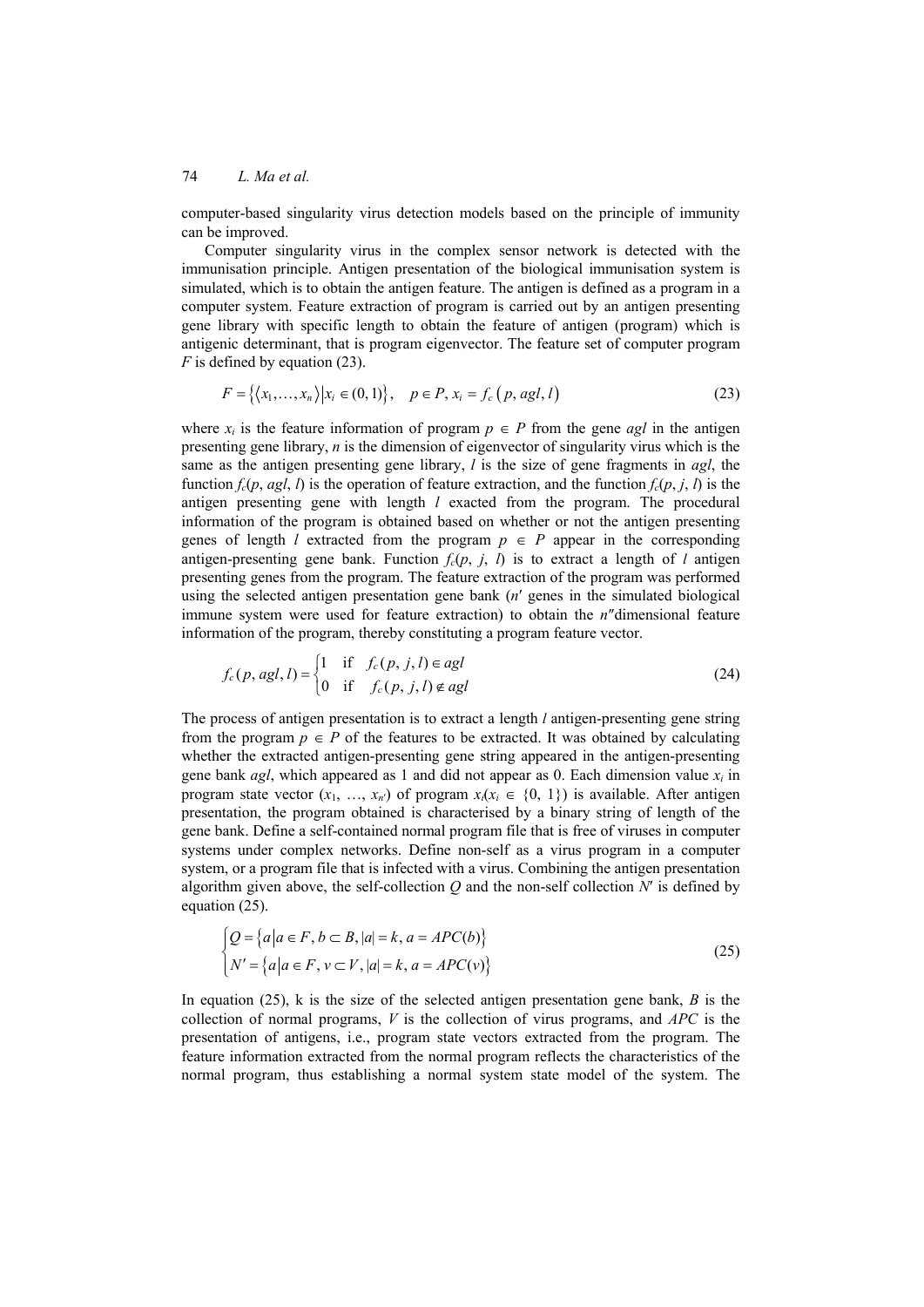computer-based singularity virus detection models based on the principle of immunity can be improved.

Computer singularity virus in the complex sensor network is detected with the immunisation principle. Antigen presentation of the biological immunisation system is simulated, which is to obtain the antigen feature. The antigen is defined as a program in a computer system. Feature extraction of program is carried out by an antigen presenting gene library with specific length to obtain the feature of antigen (program) which is antigenic determinant, that is program eigenvector. The feature set of computer program $F$ is defined by equation (23).

$$F = \left\{ \langle x_1, \ldots, x_n \rangle \middle| x_i \in (0, 1) \right\}, \quad p \in P, x_i = f_c\left(p, agl, l\right) \tag{23}$$

where $x_i$ is the feature information of program $p \in P$ from the gene $agl$ in the antigen presenting gene library, $n$ is the dimension of eigenvector of singularity virus which is the same as the antigen presenting gene library, $l$ is the size of gene fragments in $agl$, the function $f_c(p, agl, l)$ is the operation of feature extraction, and the function $f_c(p, j, l)$ is the antigen presenting gene with length $l$ exacted from the program. The procedural information of the program is obtained based on whether or not the antigen presenting genes of length $l$ extracted from the program $p \in P$ appear in the corresponding antigen-presenting gene bank. Function $f_c(p, j, l)$ is to extract a length of $l$ antigen presenting genes from the program. The feature extraction of the program was performed using the selected antigen presentation gene bank ($n'$ genes in the simulated biological immune system were used for feature extraction) to obtain the $n''$dimensional feature information of the program, thereby constituting a program feature vector.

$$f_c(p, agl, l) = \begin{cases} 1 & \text{if} \quad f_c(p, j, l) \in agl \\ 0 & \text{if} \quad f_c(p, j, l) \notin agl \end{cases} \tag{24}$$

The process of antigen presentation is to extract a length $l$ antigen-presenting gene string from the program $p \in P$ of the features to be extracted. It was obtained by calculating whether the extracted antigen-presenting gene string appeared in the antigen-presenting gene bank $agl$, which appeared as 1 and did not appear as 0. Each dimension value $x_i$ in program state vector ($x_1, \ldots, x_{n'}$) of program $x_i$($x_i \in \{0, 1\}$) is available. After antigen presentation, the program obtained is characterised by a binary string of length of the gene bank. Define a self-contained normal program file that is free of viruses in computer systems under complex networks. Define non-self as a virus program in a computer system, or a program file that is infected with a virus. Combining the antigen presentation algorithm given above, the self-collection $Q$ and the non-self collection $N'$ is defined by equation (25).

$$\begin{cases} Q = \left\{ a \middle| a \in F, b \subset B, |a| = k, a = APC(b) \right\} \\ N' = \left\{ a \middle| a \in F, v \subset V, |a| = k, a = APC(v) \right\} \end{cases} \tag{25}$$

In equation (25), k is the size of the selected antigen presentation gene bank, $B$ is the collection of normal programs, $V$ is the collection of virus programs, and $APC$ is the presentation of antigens, i.e., program state vectors extracted from the program. The feature information extracted from the normal program reflects the characteristics of the normal program, thus establishing a normal system state model of the system. The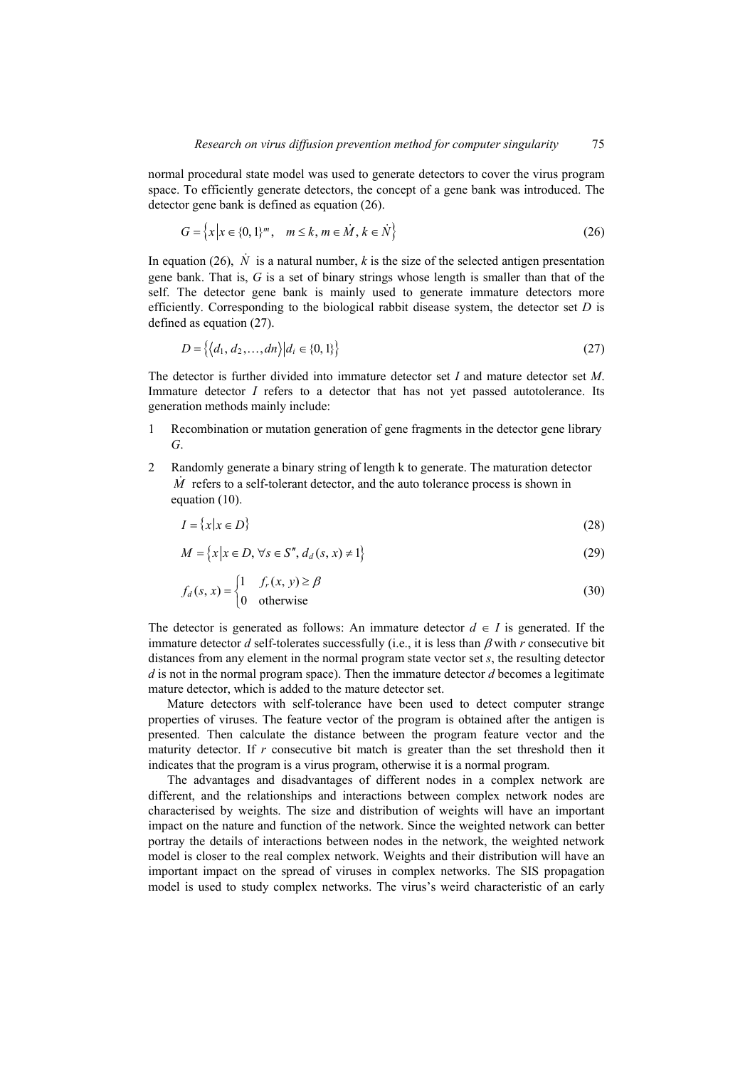normal procedural state model was used to generate detectors to cover the virus program space. To efficiently generate detectors, the concept of a gene bank was introduced. The detector gene bank is defined as equation (26).

$$G = \left\{ x \middle| x \in \{0, 1\}^m, \quad m \le k, m \in \dot{M}, k \in \dot{N} \right\} \tag{26}$$

In equation (26), $\dot{N}$ is a natural number, $k$ is the size of the selected antigen presentation gene bank. That is, $G$ is a set of binary strings whose length is smaller than that of the self. The detector gene bank is mainly used to generate immature detectors more efficiently. Corresponding to the biological rabbit disease system, the detector set $D$ is defined as equation (27).

$$D = \left\{ \langle d_1, d_2, \ldots, dn \rangle \middle| d_i \in \{0, 1\} \right\} \tag{27}$$

The detector is further divided into immature detector set $I$ and mature detector set $M$. Immature detector $I$ refers to a detector that has not yet passed autotolerance. Its generation methods mainly include:

1. Recombination or mutation generation of gene fragments in the detector gene library $G$.
2. Randomly generate a binary string of length k to generate. The maturation detector $\dot{M}$ refers to a self-tolerant detector, and the auto tolerance process is shown in equation (10).

$$I = \left\{ x \middle| x \in D \right\} \tag{28}$$

$$M = \left\{ x \middle| x \in D, \forall s \in S'', d_d(s, x) \ne 1 \right\} \tag{29}$$

$$f_d(s, x) = \begin{cases} 1 & f_r(x, y) \ge \beta \\ 0 & \text{otherwise} \end{cases} \tag{30}$$

The detector is generated as follows: An immature detector $d \in I$ is generated. If the immature detector $d$ self-tolerates successfully (i.e., it is less than $\beta$ with $r$ consecutive bit distances from any element in the normal program state vector set $s$, the resulting detector $d$ is not in the normal program space). Then the immature detector $d$ becomes a legitimate mature detector, which is added to the mature detector set.

Mature detectors with self-tolerance have been used to detect computer strange properties of viruses. The feature vector of the program is obtained after the antigen is presented. Then calculate the distance between the program feature vector and the maturity detector. If $r$ consecutive bit match is greater than the set threshold then it indicates that the program is a virus program, otherwise it is a normal program.

The advantages and disadvantages of different nodes in a complex network are different, and the relationships and interactions between complex network nodes are characterised by weights. The size and distribution of weights will have an important impact on the nature and function of the network. Since the weighted network can better portray the details of interactions between nodes in the network, the weighted network model is closer to the real complex network. Weights and their distribution will have an important impact on the spread of viruses in complex networks. The SIS propagation model is used to study complex networks. The virus's weird characteristic of an early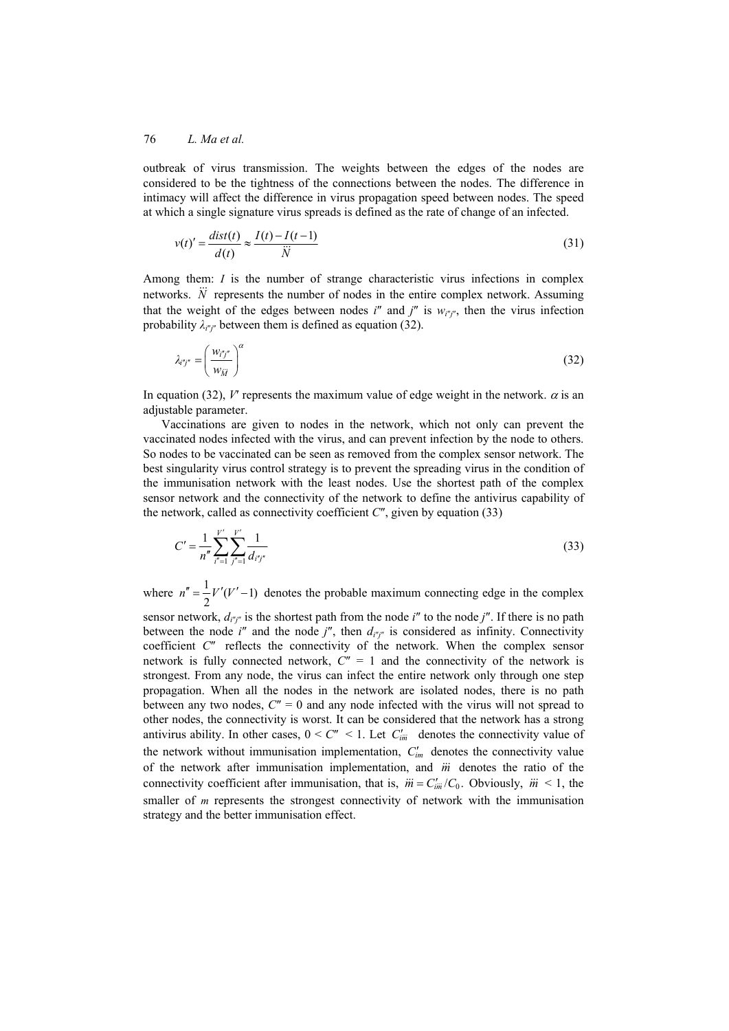outbreak of virus transmission. The weights between the edges of the nodes are considered to be the tightness of the connections between the nodes. The difference in intimacy will affect the difference in virus propagation speed between nodes. The speed at which a single signature virus spreads is defined as the rate of change of an infected.

$$v(t)' = \frac{dist(t)}{d(t)} \approx \frac{I(t) - I(t-1)}{\ddot{N}} \tag{31}$$

Among them: $I$ is the number of strange characteristic virus infections in complex networks. $\ddot{N}$ represents the number of nodes in the entire complex network. Assuming that the weight of the edges between nodes $i''$ and $j''$ is $w_{i''j''}$, then the virus infection probability $\lambda_{i''j''}$ between them is defined as equation (32).

$$\lambda_{i''j''} = \left(\frac{w_{i''j''}}{w_{\ddot{M}}}\right)^{\alpha} \tag{32}$$

In equation (32), $V''$ represents the maximum value of edge weight in the network. $\alpha$ is an adjustable parameter.

Vaccinations are given to nodes in the network, which not only can prevent the vaccinated nodes infected with the virus, and can prevent infection by the node to others. So nodes to be vaccinated can be seen as removed from the complex sensor network. The best singularity virus control strategy is to prevent the spreading virus in the condition of the immunisation network with the least nodes. Use the shortest path of the complex sensor network and the connectivity of the network to define the antivirus capability of the network, called as connectivity coefficient $C''$, given by equation (33)

$$C' = \frac{1}{n''} \sum_{i''=1}^{V'} \sum_{j''=1}^{V'} \frac{1}{d_{i''j''}} \tag{33}$$

where $n'' = \frac{1}{2} V'(V'-1)$ denotes the probable maximum connecting edge in the complex sensor network, $d_{i''j''}$ is the shortest path from the node $i''$ to the node $j''$. If there is no path between the node $i''$ and the node $j''$, then $d_{i''j''}$ is considered as infinity. Connectivity coefficient $C''$ reflects the connectivity of the network. When the complex sensor network is fully connected network, $C'' = 1$ and the connectivity of the network is strongest. From any node, the virus can infect the entire network only through one step propagation. When all the nodes in the network are isolated nodes, there is no path between any two nodes, $C'' = 0$ and any node infected with the virus will not spread to other nodes, the connectivity is worst. It can be considered that the network has a strong antivirus ability. In other cases, $0 < C'' < 1$. Let $C'_{\ddot{m}}$ denotes the connectivity value of the network without immunisation implementation, $C'_{im}$ denotes the connectivity value of the network after immunisation implementation, and $\ddot{m}$ denotes the ratio of the connectivity coefficient after immunisation, that is, $\ddot{m} = C'_{\ddot{m}}/C_0$. Obviously, $\ddot{m} < 1$, the smaller of $m$ represents the strongest connectivity of network with the immunisation strategy and the better immunisation effect.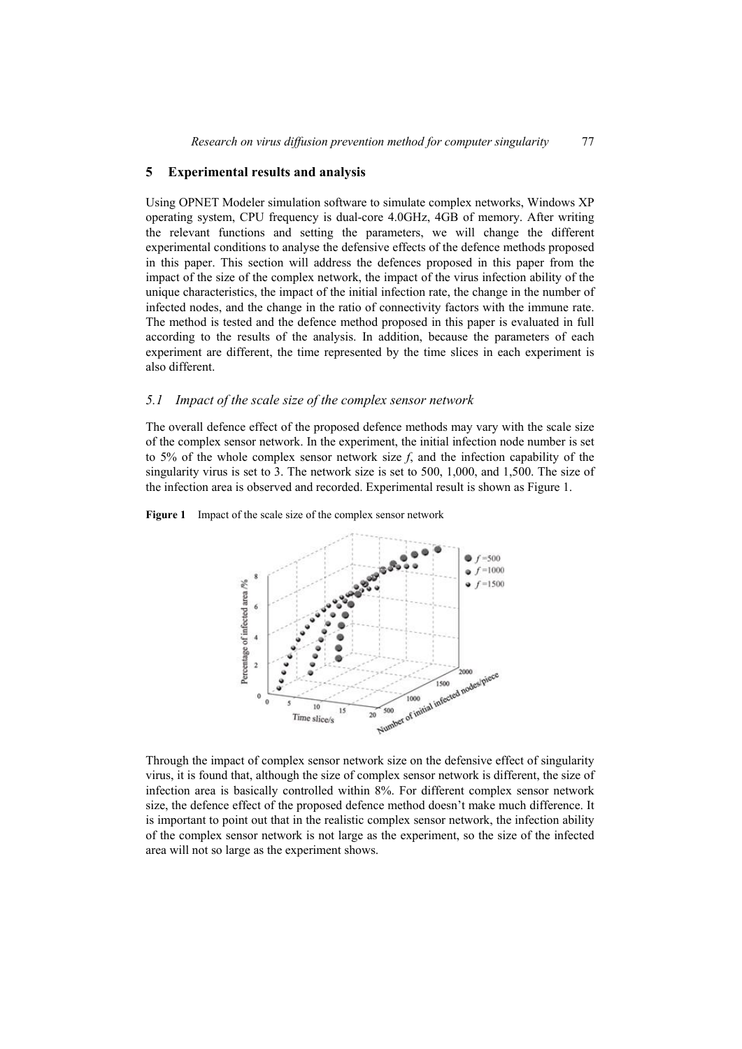## 5 Experimental results and analysis

Using OPNET Modeler simulation software to simulate complex networks, Windows XP operating system, CPU frequency is dual-core 4.0GHz, 4GB of memory. After writing the relevant functions and setting the parameters, we will change the different experimental conditions to analyse the defensive effects of the defence methods proposed in this paper. This section will address the defences proposed in this paper from the impact of the size of the complex network, the impact of the virus infection ability of the unique characteristics, the impact of the initial infection rate, the change in the number of infected nodes, and the change in the ratio of connectivity factors with the immune rate. The method is tested and the defence method proposed in this paper is evaluated in full according to the results of the analysis. In addition, because the parameters of each experiment are different, the time represented by the time slices in each experiment is also different.

### *5.1 Impact of the scale size of the complex sensor network*

The overall defence effect of the proposed defence methods may vary with the scale size of the complex sensor network. In the experiment, the initial infection node number is set to 5% of the whole complex sensor network size *f*, and the infection capability of the singularity virus is set to 3. The network size is set to 500, 1,000, and 1,500. The size of the infection area is observed and recorded. Experimental result is shown as Figure 1.

**Figure 1** Impact of the scale size of the complex sensor network

Through the impact of complex sensor network size on the defensive effect of singularity virus, it is found that, although the size of complex sensor network is different, the size of infection area is basically controlled within 8%. For different complex sensor network size, the defence effect of the proposed defence method doesn't make much difference. It is important to point out that in the realistic complex sensor network, the infection ability of the complex sensor network is not large as the experiment, so the size of the infected area will not so large as the experiment shows.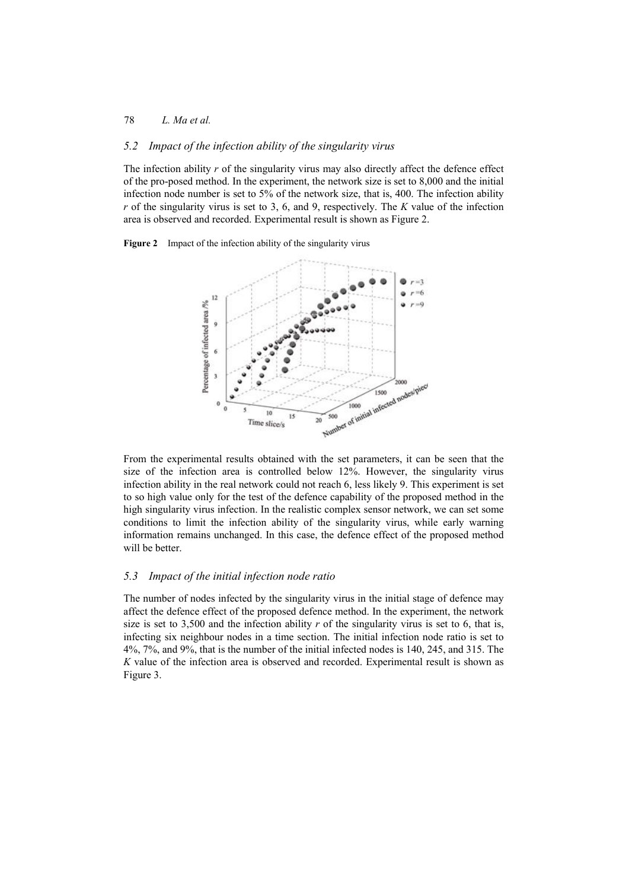### 5.2 Impact of the infection ability of the singularity virus

The infection ability *r* of the singularity virus may also directly affect the defence effect of the pro-posed method. In the experiment, the network size is set to 8,000 and the initial infection node number is set to 5% of the network size, that is, 400. The infection ability *r* of the singularity virus is set to 3, 6, and 9, respectively. The *K* value of the infection area is observed and recorded. Experimental result is shown as Figure 2.

**Figure 2** Impact of the infection ability of the singularity virus

From the experimental results obtained with the set parameters, it can be seen that the size of the infection area is controlled below 12%. However, the singularity virus infection ability in the real network could not reach 6, less likely 9. This experiment is set to so high value only for the test of the defence capability of the proposed method in the high singularity virus infection. In the realistic complex sensor network, we can set some conditions to limit the infection ability of the singularity virus, while early warning information remains unchanged. In this case, the defence effect of the proposed method will be better.

### 5.3 Impact of the initial infection node ratio

The number of nodes infected by the singularity virus in the initial stage of defence may affect the defence effect of the proposed defence method. In the experiment, the network size is set to 3,500 and the infection ability *r* of the singularity virus is set to 6, that is, infecting six neighbour nodes in a time section. The initial infection node ratio is set to 4%, 7%, and 9%, that is the number of the initial infected nodes is 140, 245, and 315. The *K* value of the infection area is observed and recorded. Experimental result is shown as Figure 3.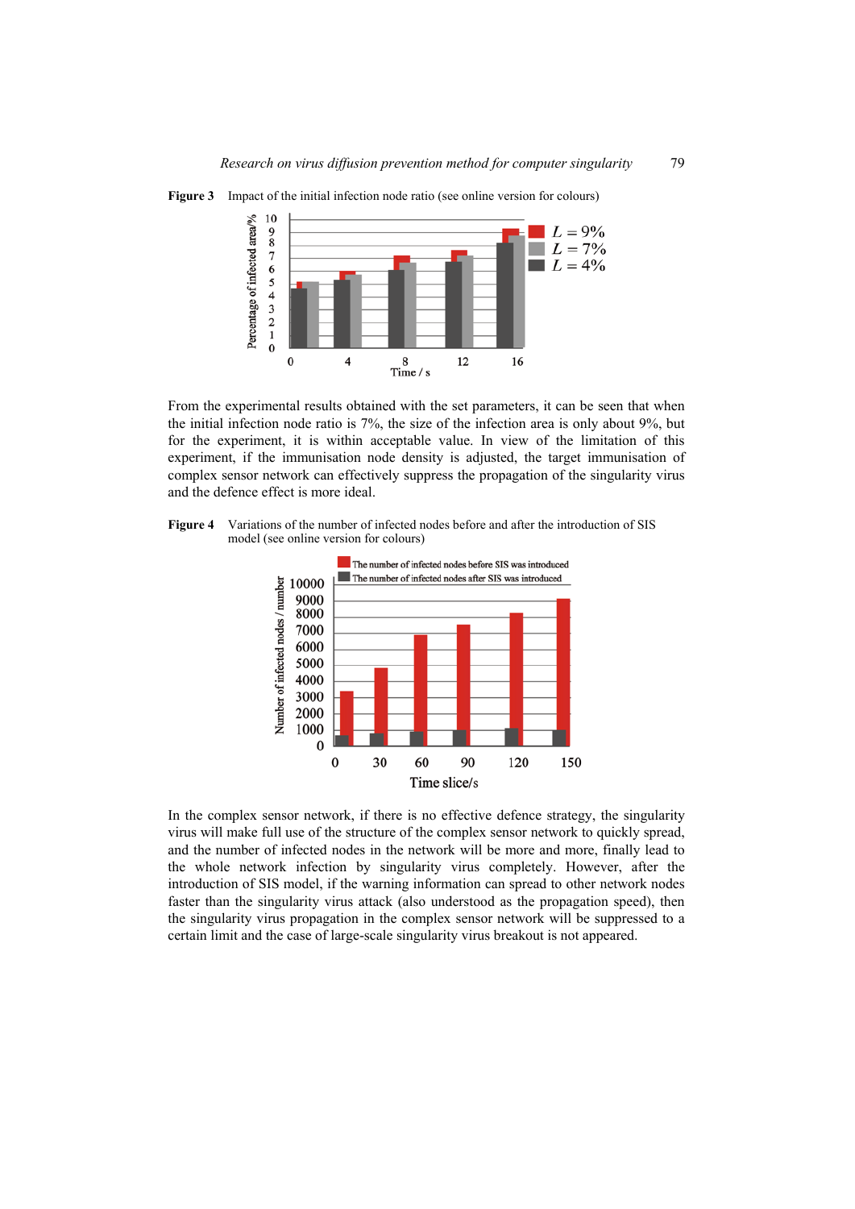**Figure 3** Impact of the initial infection node ratio (see online version for colours)

From the experimental results obtained with the set parameters, it can be seen that when the initial infection node ratio is 7%, the size of the infection area is only about 9%, but for the experiment, it is within acceptable value. In view of the limitation of this experiment, if the immunisation node density is adjusted, the target immunisation of complex sensor network can effectively suppress the propagation of the singularity virus and the defence effect is more ideal.

**Figure 4** Variations of the number of infected nodes before and after the introduction of SIS model (see online version for colours)

In the complex sensor network, if there is no effective defence strategy, the singularity virus will make full use of the structure of the complex sensor network to quickly spread, and the number of infected nodes in the network will be more and more, finally lead to the whole network infection by singularity virus completely. However, after the introduction of SIS model, if the warning information can spread to other network nodes faster than the singularity virus attack (also understood as the propagation speed), then the singularity virus propagation in the complex sensor network will be suppressed to a certain limit and the case of large-scale singularity virus breakout is not appeared.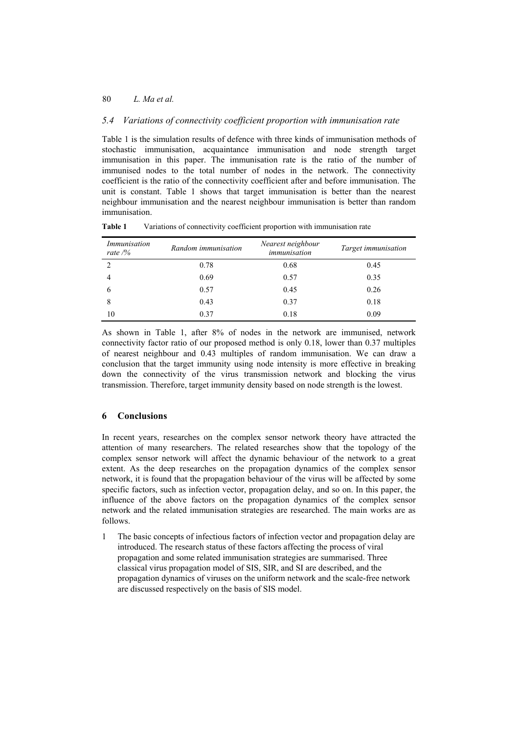### 5.4 Variations of connectivity coefficient proportion with immunisation rate

Table 1 is the simulation results of defence with three kinds of immunisation methods of stochastic immunisation, acquaintance immunisation and node strength target immunisation in this paper. The immunisation rate is the ratio of the number of immunised nodes to the total number of nodes in the network. The connectivity coefficient is the ratio of the connectivity coefficient after and before immunisation. The unit is constant. Table 1 shows that target immunisation is better than the nearest neighbour immunisation and the nearest neighbour immunisation is better than random immunisation.

**Table 1** Variations of connectivity coefficient proportion with immunisation rate

| *Immunisation rate /%* | *Random immunisation* | *Nearest neighbour immunisation* | *Target immunisation* |
|---|---|---|---|
| 2 | 0.78 | 0.68 | 0.45 |
| 4 | 0.69 | 0.57 | 0.35 |
| 6 | 0.57 | 0.45 | 0.26 |
| 8 | 0.43 | 0.37 | 0.18 |
| 10 | 0.37 | 0.18 | 0.09 |

As shown in Table 1, after 8% of nodes in the network are immunised, network connectivity factor ratio of our proposed method is only 0.18, lower than 0.37 multiples of nearest neighbour and 0.43 multiples of random immunisation. We can draw a conclusion that the target immunity using node intensity is more effective in breaking down the connectivity of the virus transmission network and blocking the virus transmission. Therefore, target immunity density based on node strength is the lowest.

## 6 Conclusions

In recent years, researches on the complex sensor network theory have attracted the attention of many researchers. The related researches show that the topology of the complex sensor network will affect the dynamic behaviour of the network to a great extent. As the deep researches on the propagation dynamics of the complex sensor network, it is found that the propagation behaviour of the virus will be affected by some specific factors, such as infection vector, propagation delay, and so on. In this paper, the influence of the above factors on the propagation dynamics of the complex sensor network and the related immunisation strategies are researched. The main works are as follows.

1. The basic concepts of infectious factors of infection vector and propagation delay are introduced. The research status of these factors affecting the process of viral propagation and some related immunisation strategies are summarised. Three classical virus propagation model of SIS, SIR, and SI are described, and the propagation dynamics of viruses on the uniform network and the scale-free network are discussed respectively on the basis of SIS model.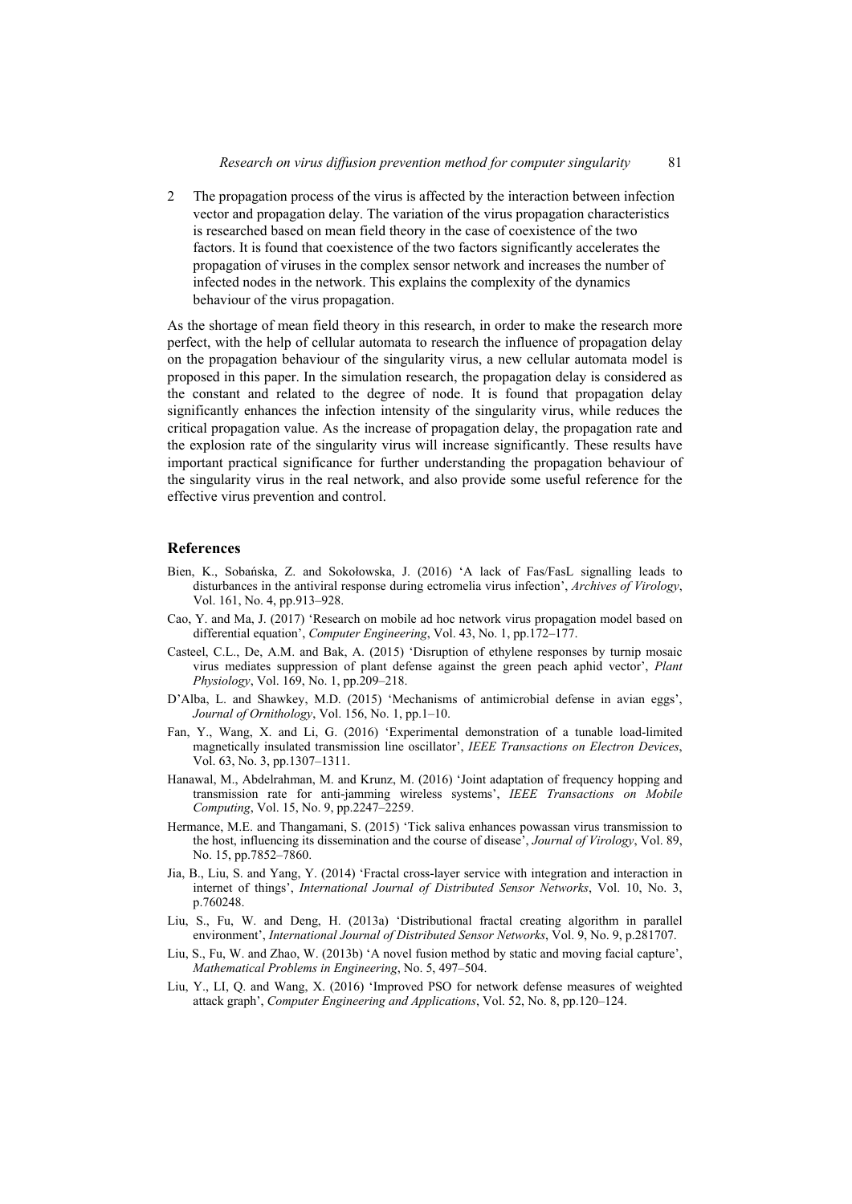2. The propagation process of the virus is affected by the interaction between infection vector and propagation delay. The variation of the virus propagation characteristics is researched based on mean field theory in the case of coexistence of the two factors. It is found that coexistence of the two factors significantly accelerates the propagation of viruses in the complex sensor network and increases the number of infected nodes in the network. This explains the complexity of the dynamics behaviour of the virus propagation.

As the shortage of mean field theory in this research, in order to make the research more perfect, with the help of cellular automata to research the influence of propagation delay on the propagation behaviour of the singularity virus, a new cellular automata model is proposed in this paper. In the simulation research, the propagation delay is considered as the constant and related to the degree of node. It is found that propagation delay significantly enhances the infection intensity of the singularity virus, while reduces the critical propagation value. As the increase of propagation delay, the propagation rate and the explosion rate of the singularity virus will increase significantly. These results have important practical significance for further understanding the propagation behaviour of the singularity virus in the real network, and also provide some useful reference for the effective virus prevention and control.

## References

Bien, K., Sobańska, Z. and Sokołowska, J. (2016) 'A lack of Fas/FasL signalling leads to disturbances in the antiviral response during ectromelia virus infection', *Archives of Virology*, Vol. 161, No. 4, pp.913–928.

Cao, Y. and Ma, J. (2017) 'Research on mobile ad hoc network virus propagation model based on differential equation', *Computer Engineering*, Vol. 43, No. 1, pp.172–177.

Casteel, C.L., De, A.M. and Bak, A. (2015) 'Disruption of ethylene responses by turnip mosaic virus mediates suppression of plant defense against the green peach aphid vector', *Plant Physiology*, Vol. 169, No. 1, pp.209–218.

D'Alba, L. and Shawkey, M.D. (2015) 'Mechanisms of antimicrobial defense in avian eggs', *Journal of Ornithology*, Vol. 156, No. 1, pp.1–10.

Fan, Y., Wang, X. and Li, G. (2016) 'Experimental demonstration of a tunable load-limited magnetically insulated transmission line oscillator', *IEEE Transactions on Electron Devices*, Vol. 63, No. 3, pp.1307–1311.

Hanawal, M., Abdelrahman, M. and Krunz, M. (2016) 'Joint adaptation of frequency hopping and transmission rate for anti-jamming wireless systems', *IEEE Transactions on Mobile Computing*, Vol. 15, No. 9, pp.2247–2259.

Hermance, M.E. and Thangamani, S. (2015) 'Tick saliva enhances powassan virus transmission to the host, influencing its dissemination and the course of disease', *Journal of Virology*, Vol. 89, No. 15, pp.7852–7860.

Jia, B., Liu, S. and Yang, Y. (2014) 'Fractal cross-layer service with integration and interaction in internet of things', *International Journal of Distributed Sensor Networks*, Vol. 10, No. 3, p.760248.

Liu, S., Fu, W. and Deng, H. (2013a) 'Distributional fractal creating algorithm in parallel environment', *International Journal of Distributed Sensor Networks*, Vol. 9, No. 9, p.281707.

Liu, S., Fu, W. and Zhao, W. (2013b) 'A novel fusion method by static and moving facial capture', *Mathematical Problems in Engineering*, No. 5, 497–504.

Liu, Y., LI, Q. and Wang, X. (2016) 'Improved PSO for network defense measures of weighted attack graph', *Computer Engineering and Applications*, Vol. 52, No. 8, pp.120–124.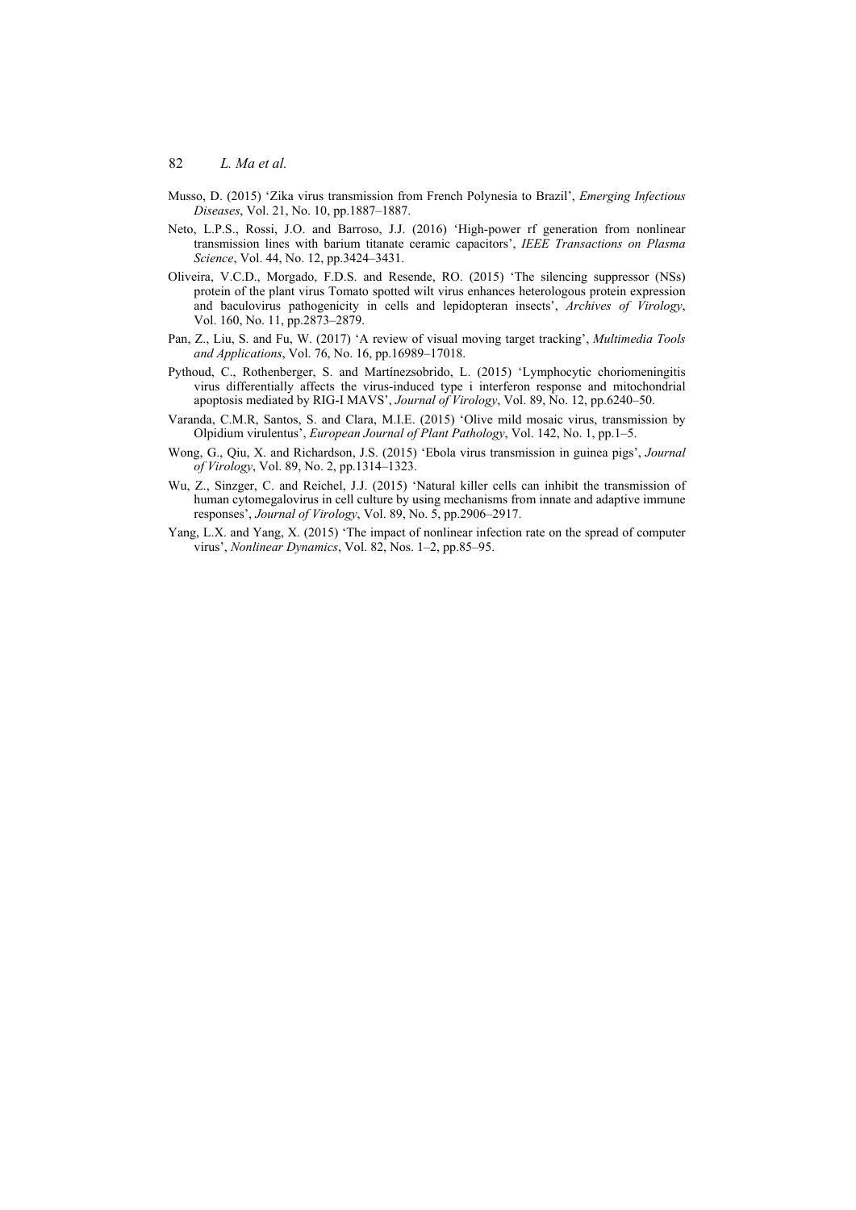Musso, D. (2015) 'Zika virus transmission from French Polynesia to Brazil', *Emerging Infectious Diseases*, Vol. 21, No. 10, pp.1887–1887.

Neto, L.P.S., Rossi, J.O. and Barroso, J.J. (2016) 'High-power rf generation from nonlinear transmission lines with barium titanate ceramic capacitors', *IEEE Transactions on Plasma Science*, Vol. 44, No. 12, pp.3424–3431.

Oliveira, V.C.D., Morgado, F.D.S. and Resende, RO. (2015) 'The silencing suppressor (NSs) protein of the plant virus Tomato spotted wilt virus enhances heterologous protein expression and baculovirus pathogenicity in cells and lepidopteran insects', *Archives of Virology*, Vol. 160, No. 11, pp.2873–2879.

Pan, Z., Liu, S. and Fu, W. (2017) 'A review of visual moving target tracking', *Multimedia Tools and Applications*, Vol. 76, No. 16, pp.16989–17018.

Pythoud, C., Rothenberger, S. and Martínezsobrido, L. (2015) 'Lymphocytic choriomeningitis virus differentially affects the virus-induced type i interferon response and mitochondrial apoptosis mediated by RIG-I MAVS', *Journal of Virology*, Vol. 89, No. 12, pp.6240–50.

Varanda, C.M.R, Santos, S. and Clara, M.I.E. (2015) 'Olive mild mosaic virus, transmission by Olpidium virulentus', *European Journal of Plant Pathology*, Vol. 142, No. 1, pp.1–5.

Wong, G., Qiu, X. and Richardson, J.S. (2015) 'Ebola virus transmission in guinea pigs', *Journal of Virology*, Vol. 89, No. 2, pp.1314–1323.

Wu, Z., Sinzger, C. and Reichel, J.J. (2015) 'Natural killer cells can inhibit the transmission of human cytomegalovirus in cell culture by using mechanisms from innate and adaptive immune responses', *Journal of Virology*, Vol. 89, No. 5, pp.2906–2917.

Yang, L.X. and Yang, X. (2015) 'The impact of nonlinear infection rate on the spread of computer virus', *Nonlinear Dynamics*, Vol. 82, Nos. 1–2, pp.85–95.